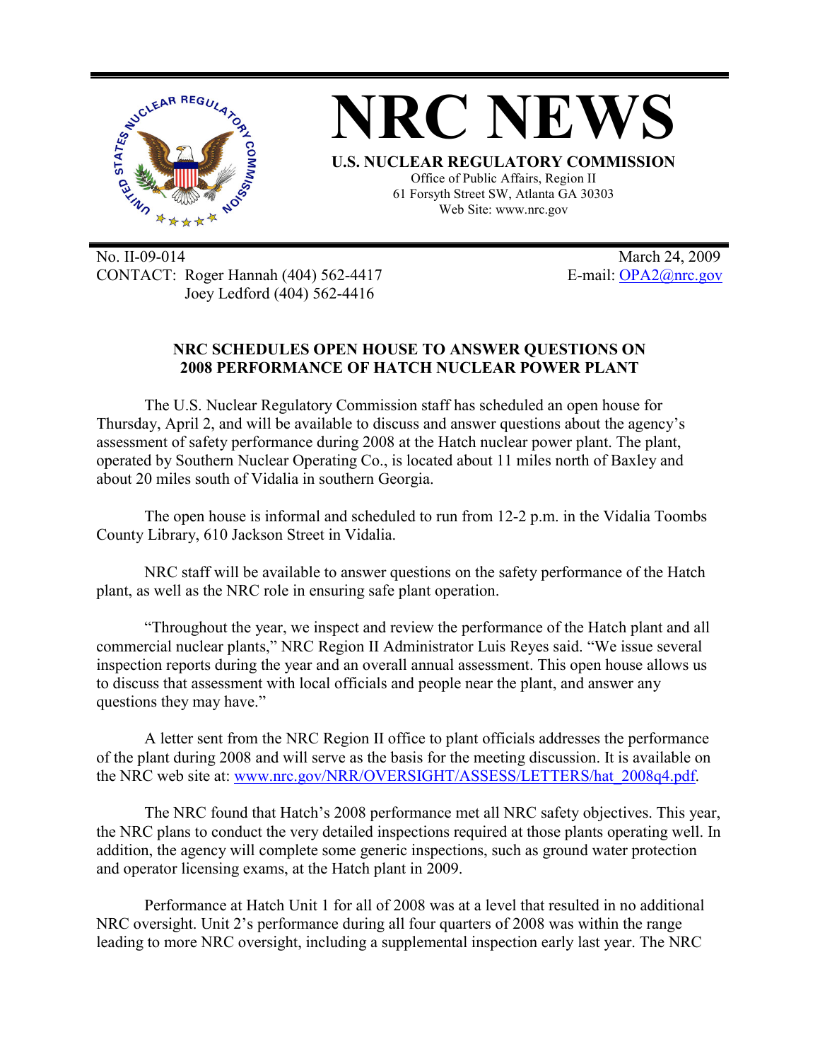# NRC NEWS

**U.S. NUCLEAR REGULATORY COMMISSION**

Office of Public Affairs, Region II
61 Forsyth Street SW, Atlanta GA 30303
Web Site: www.nrc.gov

No. II-09-014
CONTACT: Roger Hannah (404) 562-4417
Joey Ledford (404) 562-4416

March 24, 2009
E-mail: OPA2@nrc.gov

## NRC SCHEDULES OPEN HOUSE TO ANSWER QUESTIONS ON 2008 PERFORMANCE OF HATCH NUCLEAR POWER PLANT

The U.S. Nuclear Regulatory Commission staff has scheduled an open house for Thursday, April 2, and will be available to discuss and answer questions about the agency's assessment of safety performance during 2008 at the Hatch nuclear power plant. The plant, operated by Southern Nuclear Operating Co., is located about 11 miles north of Baxley and about 20 miles south of Vidalia in southern Georgia.

The open house is informal and scheduled to run from 12-2 p.m. in the Vidalia Toombs County Library, 610 Jackson Street in Vidalia.

NRC staff will be available to answer questions on the safety performance of the Hatch plant, as well as the NRC role in ensuring safe plant operation.

"Throughout the year, we inspect and review the performance of the Hatch plant and all commercial nuclear plants," NRC Region II Administrator Luis Reyes said. "We issue several inspection reports during the year and an overall annual assessment. This open house allows us to discuss that assessment with local officials and people near the plant, and answer any questions they may have."

A letter sent from the NRC Region II office to plant officials addresses the performance of the plant during 2008 and will serve as the basis for the meeting discussion. It is available on the NRC web site at: www.nrc.gov/NRR/OVERSIGHT/ASSESS/LETTERS/hat_2008q4.pdf.

The NRC found that Hatch's 2008 performance met all NRC safety objectives. This year, the NRC plans to conduct the very detailed inspections required at those plants operating well. In addition, the agency will complete some generic inspections, such as ground water protection and operator licensing exams, at the Hatch plant in 2009.

Performance at Hatch Unit 1 for all of 2008 was at a level that resulted in no additional NRC oversight. Unit 2's performance during all four quarters of 2008 was within the range leading to more NRC oversight, including a supplemental inspection early last year. The NRC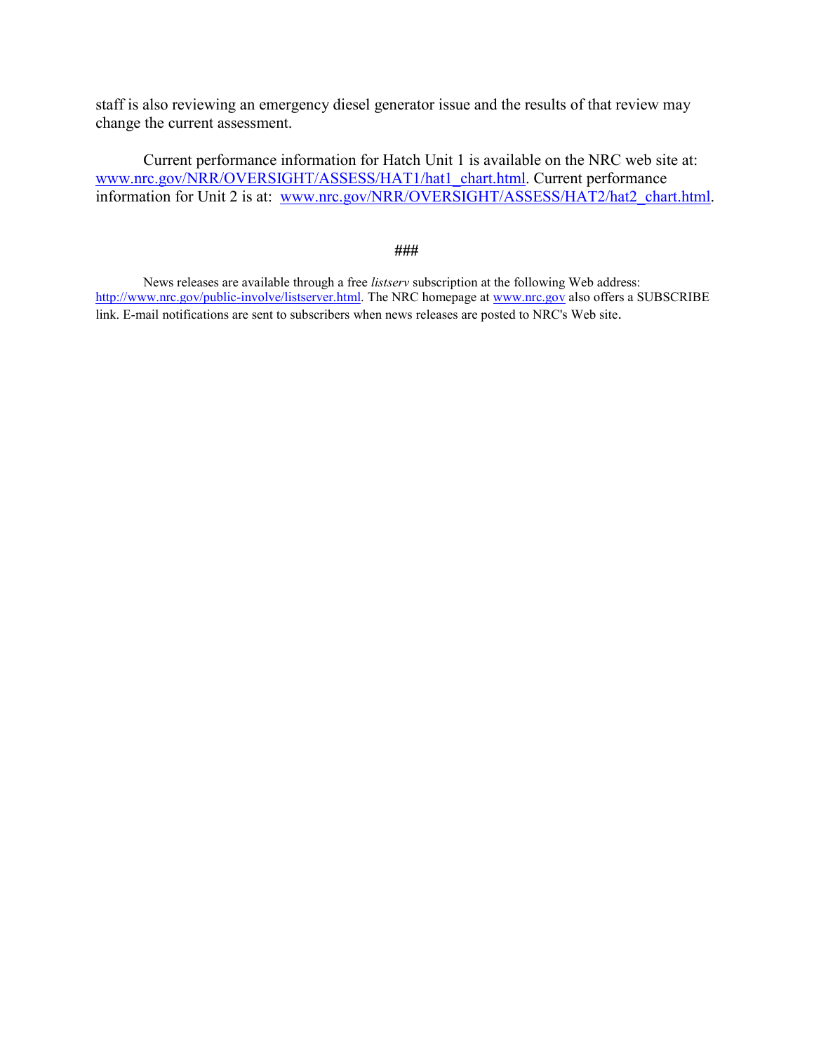staff is also reviewing an emergency diesel generator issue and the results of that review may change the current assessment.

Current performance information for Hatch Unit 1 is available on the NRC web site at: www.nrc.gov/NRR/OVERSIGHT/ASSESS/HAT1/hat1_chart.html. Current performance information for Unit 2 is at: www.nrc.gov/NRR/OVERSIGHT/ASSESS/HAT2/hat2_chart.html.

###

News releases are available through a free *listserv* subscription at the following Web address: http://www.nrc.gov/public-involve/listserver.html. The NRC homepage at www.nrc.gov also offers a SUBSCRIBE link. E-mail notifications are sent to subscribers when news releases are posted to NRC's Web site.